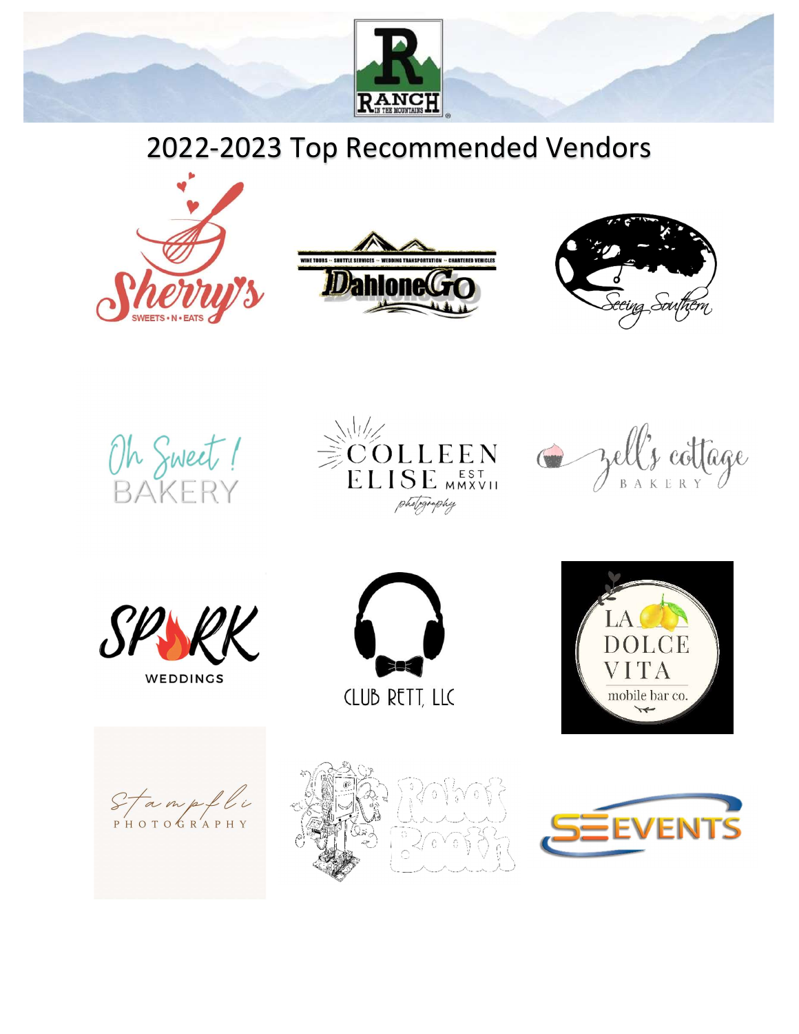# 2022-2023 Top Recommended Vendors

Sherry's SWEETS • N • EATS

WINE TOURS – SHUTTLE SERVICES – WEDDING TRANSPORTATION – CHARTERED VEHICLES DahloneGo

Seeing Southern

Oh Sweet! BAKERY

COLLEEN ELISE EST MMXVII photography

zell's cottage BAKERY

SPARK WEDDINGS

CLUB RETT, LLC

LA DOLCE VITA mobile bar co.

Stampfli PHOTOGRAPHY

Robot Booth

SE EVENTS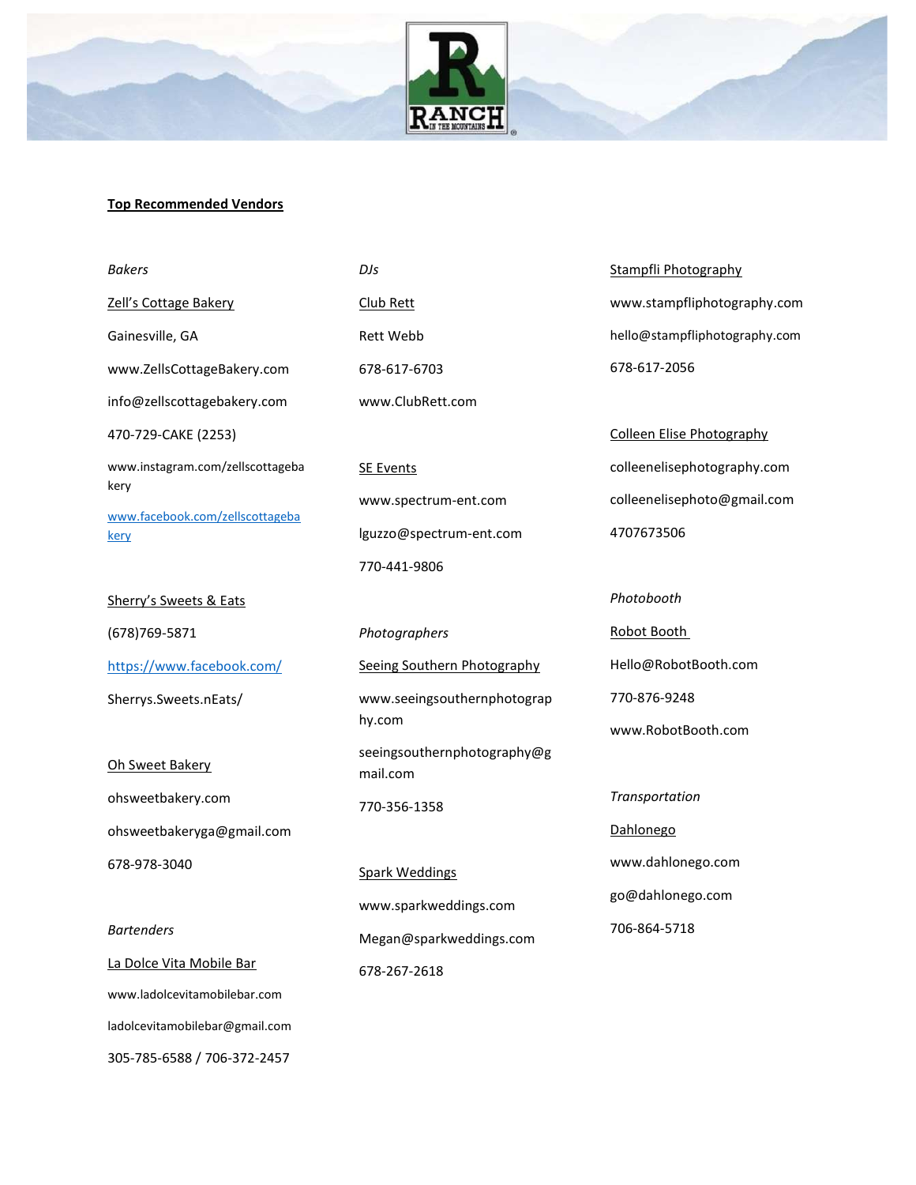## Top Recommended Vendors

### *Bakers*

Zell's Cottage Bakery

Gainesville, GA

www.ZellsCottageBakery.com

info@zellscottagebakery.com

470-729-CAKE (2253)

www.instagram.com/zellscottagebakery

www.facebook.com/zellscottagebakery

Sherry's Sweets & Eats

(678)769-5871

https://www.facebook.com/Sherrys.Sweets.nEats/

Oh Sweet Bakery

ohsweetbakery.com

ohsweetbakeryga@gmail.com

678-978-3040

### *Bartenders*

La Dolce Vita Mobile Bar

www.ladolcevitamobilebar.com

ladolcevitamobilebar@gmail.com

305-785-6588 / 706-372-2457

### *DJs*

Club Rett

Rett Webb

678-617-6703

www.ClubRett.com

SE Events

www.spectrum-ent.com

lguzzo@spectrum-ent.com

770-441-9806

### *Photographers*

Seeing Southern Photography

www.seeingsouthernphotography.com

seeingsouthernphotography@gmail.com

770-356-1358

Spark Weddings

www.sparkweddings.com

Megan@sparkweddings.com

678-267-2618

Stampfli Photography

www.stampfliphotography.com

hello@stampfliphotography.com

678-617-2056

Colleen Elise Photography

colleenelisephotography.com

colleenelisephoto@gmail.com

4707673506

### *Photobooth*

Robot Booth

Hello@RobotBooth.com

770-876-9248

www.RobotBooth.com

### *Transportation*

Dahlonego

www.dahlonego.com

go@dahlonego.com

706-864-5718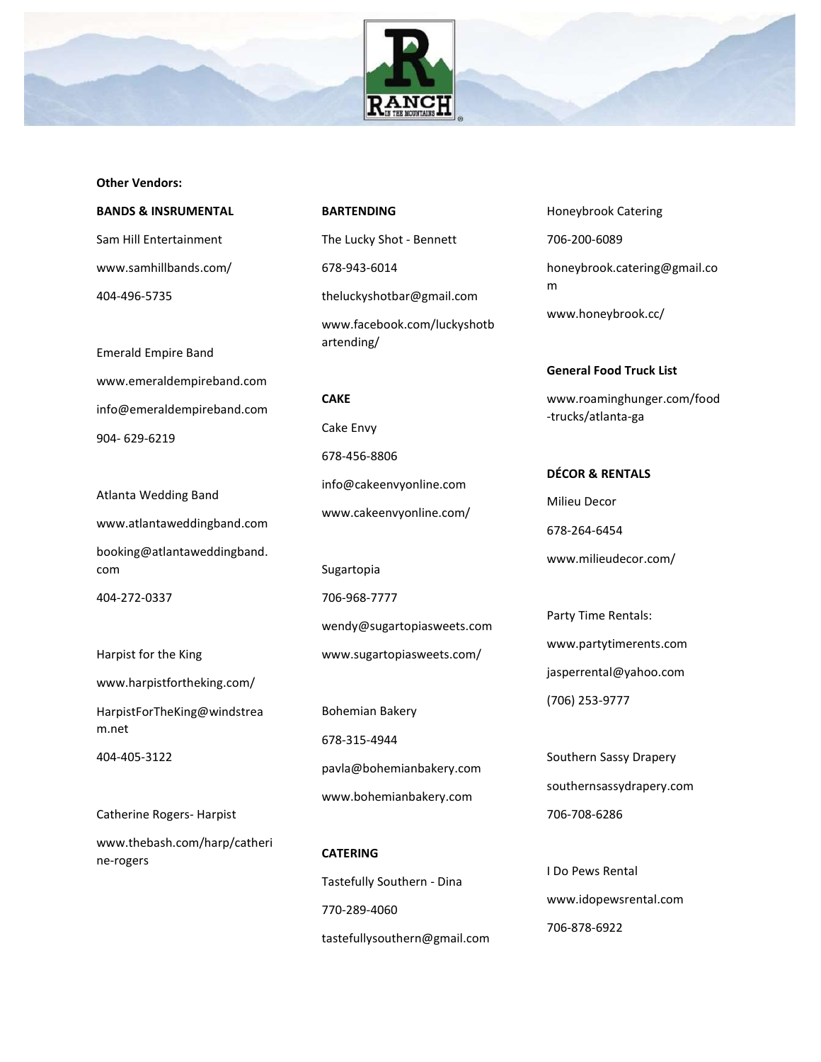**Other Vendors:**

**BANDS & INSRUMENTAL**

Sam Hill Entertainment

www.samhillbands.com/

404-496-5735

Emerald Empire Band

www.emeraldempireband.com

info@emeraldempireband.com

904- 629-6219

Atlanta Wedding Band

www.atlantaweddingband.com

booking@atlantaweddingband.com

404-272-0337

Harpist for the King

www.harpistfortheking.com/

HarpistForTheKing@windstream.net

404-405-3122

Catherine Rogers- Harpist

www.thebash.com/harp/catherine-rogers

**BARTENDING**

The Lucky Shot - Bennett

678-943-6014

theluckyshotbar@gmail.com

www.facebook.com/luckyshotbartending/

**CAKE**

Cake Envy

678-456-8806

info@cakeenvyonline.com

www.cakeenvyonline.com/

Sugartopia

706-968-7777

wendy@sugartopiasweets.com

www.sugartopiasweets.com/

Bohemian Bakery

678-315-4944

pavla@bohemianbakery.com

www.bohemianbakery.com

**CATERING**

Tastefully Southern - Dina

770-289-4060

tastefullysouthern@gmail.com

Honeybrook Catering

706-200-6089

honeybrook.catering@gmail.com

www.honeybrook.cc/

**General Food Truck List**

www.roaminghunger.com/food-trucks/atlanta-ga

**DÉCOR & RENTALS**

Milieu Decor

678-264-6454

www.milieudecor.com/

Party Time Rentals:

www.partytimerents.com

jasperrental@yahoo.com

(706) 253-9777

Southern Sassy Drapery

southernsassydrapery.com

706-708-6286

I Do Pews Rental

www.idopewsrental.com

706-878-6922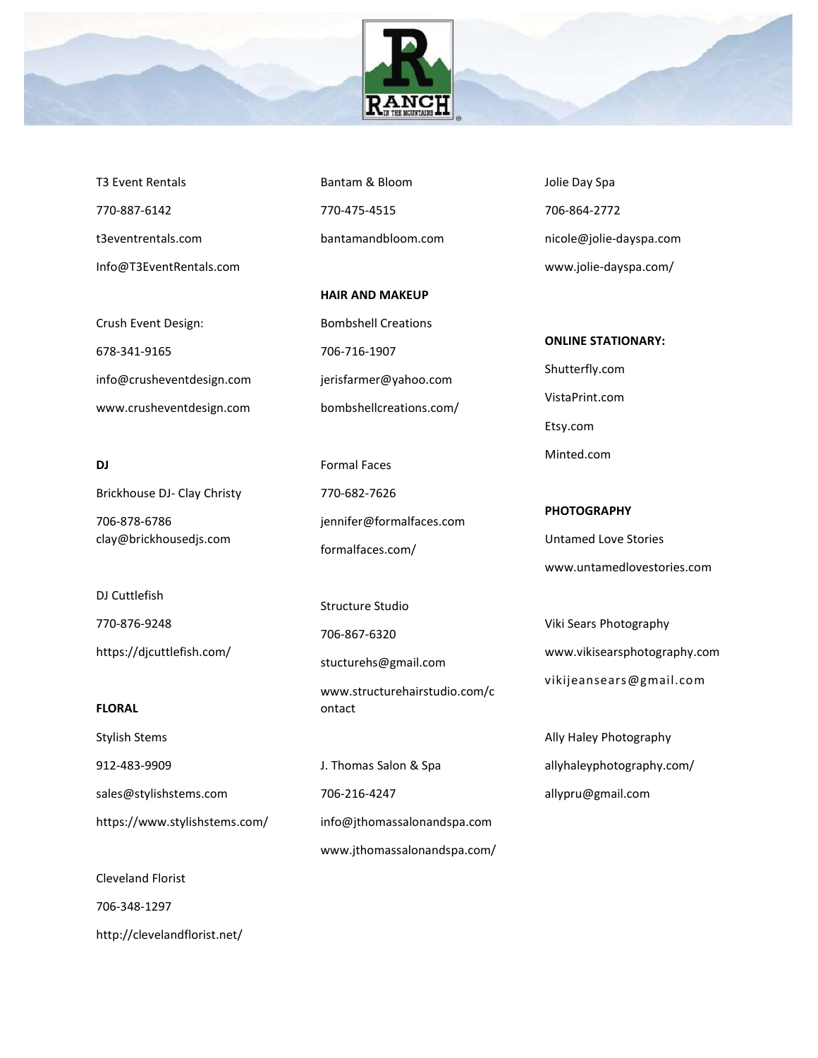T3 Event Rentals

770-887-6142

t3eventrentals.com

Info@T3EventRentals.com

Crush Event Design:

678-341-9165

info@crusheventdesign.com

www.crusheventdesign.com

**DJ**

Brickhouse DJ- Clay Christy

706-878-6786
clay@brickhousedjs.com

DJ Cuttlefish

770-876-9248

https://djcuttlefish.com/

**FLORAL**

Stylish Stems

912-483-9909

sales@stylishstems.com

https://www.stylishstems.com/

Cleveland Florist

706-348-1297

http://clevelandflorist.net/

Bantam & Bloom

770-475-4515

bantamandbloom.com

**HAIR AND MAKEUP**

Bombshell Creations

706-716-1907

jerisfarmer@yahoo.com

bombshellcreations.com/

Formal Faces

770-682-7626

jennifer@formalfaces.com

formalfaces.com/

Structure Studio

706-867-6320

stucturehs@gmail.com

www.structurehairstudio.com/contact

J. Thomas Salon & Spa

706-216-4247

info@jthomassalonandspa.com

www.jthomassalonandspa.com/

Jolie Day Spa

706-864-2772

nicole@jolie-dayspa.com

www.jolie-dayspa.com/

**ONLINE STATIONARY:**

Shutterfly.com

VistaPrint.com

Etsy.com

Minted.com

**PHOTOGRAPHY**

Untamed Love Stories

www.untamedlovestories.com

Viki Sears Photography

www.vikisearsphotography.com

vikijeansears@gmail.com

Ally Haley Photography

allyhaleyphotography.com/

allypru@gmail.com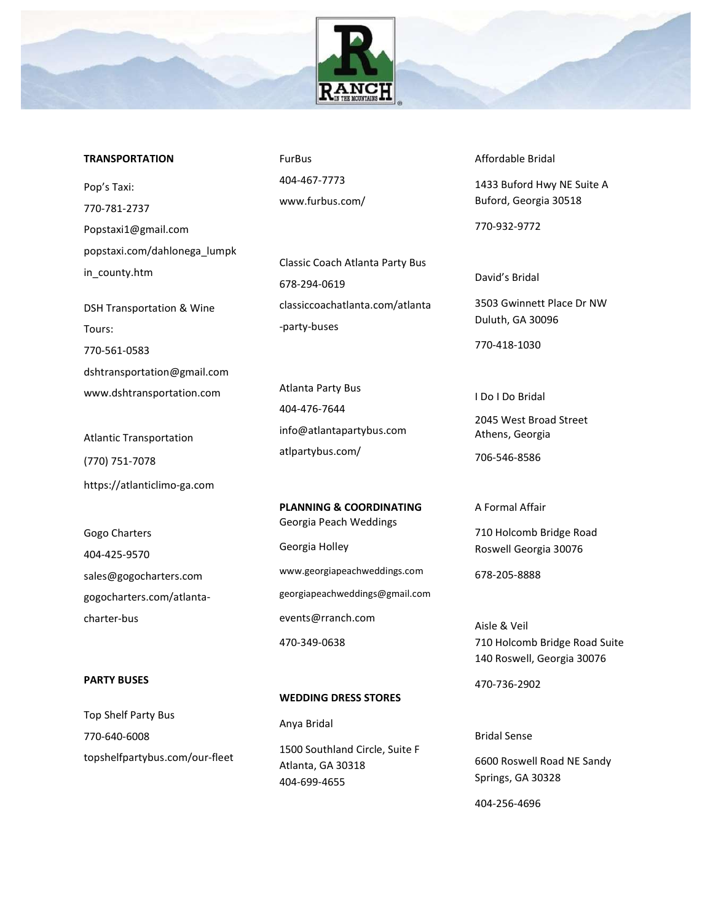## TRANSPORTATION

Pop's Taxi:
770-781-2737
Popstaxi1@gmail.com
popstaxi.com/dahlonega_lumpkin_county.htm

DSH Transportation & Wine Tours:
770-561-0583
dshtransportation@gmail.com
www.dshtransportation.com

Atlantic Transportation
(770) 751-7078
https://atlanticlimo-ga.com

Gogo Charters
404-425-9570
sales@gogocharters.com
gogocharters.com/atlanta-charter-bus

## PARTY BUSES

Top Shelf Party Bus
770-640-6008
topshelfpartybus.com/our-fleet

FurBus
404-467-7773
www.furbus.com/

Classic Coach Atlanta Party Bus
678-294-0619
classiccoachatlanta.com/atlanta-party-buses

Atlanta Party Bus
404-476-7644
info@atlantapartybus.com
atlpartybus.com/

## PLANNING & COORDINATING

Georgia Peach Weddings

Georgia Holley

www.georgiapeachweddings.com

georgiapeachweddings@gmail.com

events@rranch.com

470-349-0638

## WEDDING DRESS STORES

Anya Bridal

1500 Southland Circle, Suite F
Atlanta, GA 30318
404-699-4655

Affordable Bridal

1433 Buford Hwy NE Suite A
Buford, Georgia 30518

770-932-9772

David's Bridal

3503 Gwinnett Place Dr NW
Duluth, GA 30096

770-418-1030

I Do I Do Bridal

2045 West Broad Street
Athens, Georgia

706-546-8586

A Formal Affair

710 Holcomb Bridge Road
Roswell Georgia 30076

678-205-8888

Aisle & Veil
710 Holcomb Bridge Road Suite 140 Roswell, Georgia 30076

470-736-2902

Bridal Sense

6600 Roswell Road NE Sandy Springs, GA 30328

404-256-4696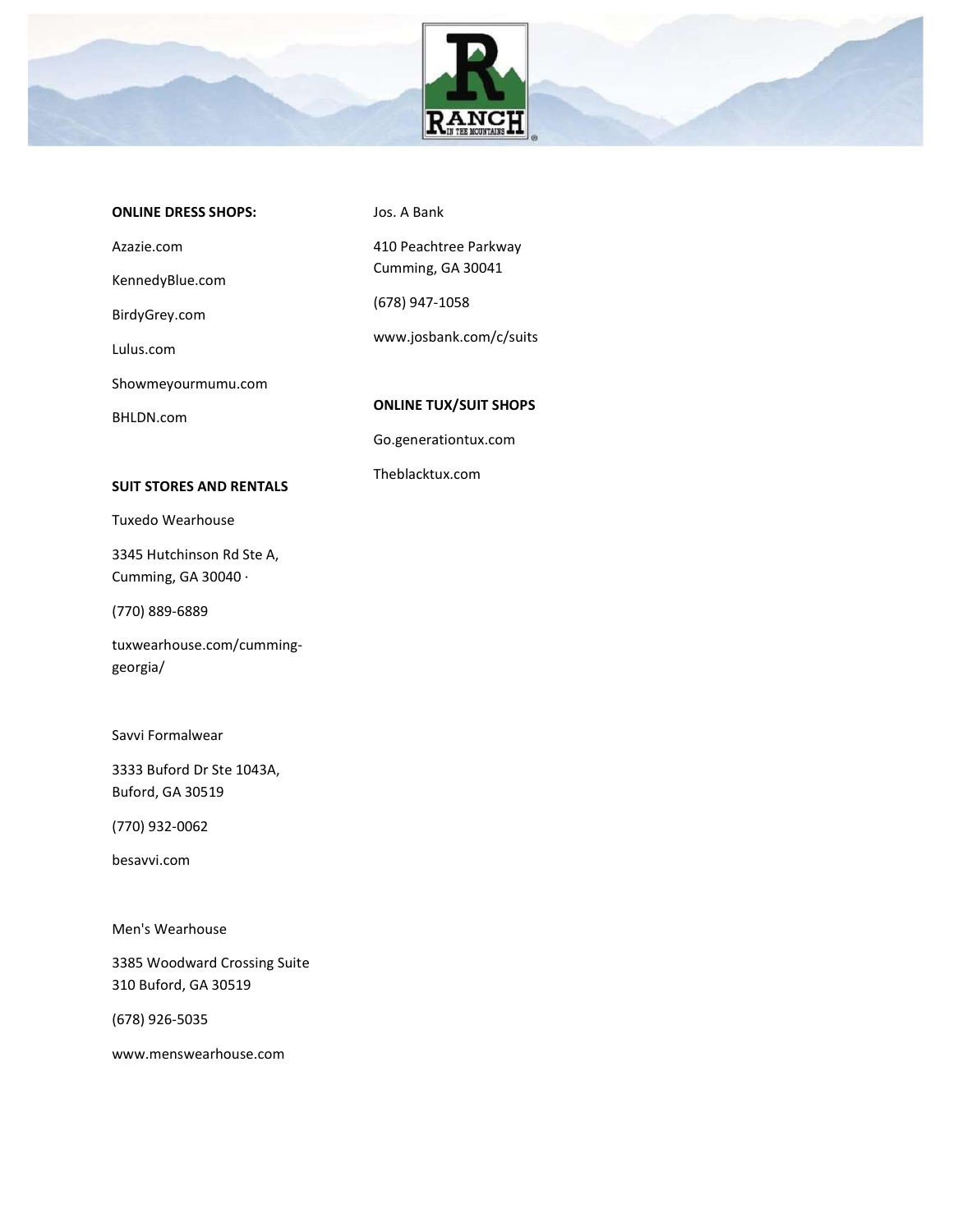**ONLINE DRESS SHOPS:**

Azazie.com

KennedyBlue.com

BirdyGrey.com

Lulus.com

Showmeyourmumu.com

BHLDN.com

**SUIT STORES AND RENTALS**

Tuxedo Wearhouse

3345 Hutchinson Rd Ste A, Cumming, GA 30040 ·

(770) 889-6889

tuxwearhouse.com/cumming-georgia/

Savvi Formalwear

3333 Buford Dr Ste 1043A, Buford, GA 30519

(770) 932-0062

besavvi.com

Men's Wearhouse

3385 Woodward Crossing Suite 310 Buford, GA 30519

(678) 926-5035

www.menswearhouse.com

Jos. A Bank

410 Peachtree Parkway Cumming, GA 30041

(678) 947-1058

www.josbank.com/c/suits

**ONLINE TUX/SUIT SHOPS**

Go.generationtux.com

Theblacktux.com